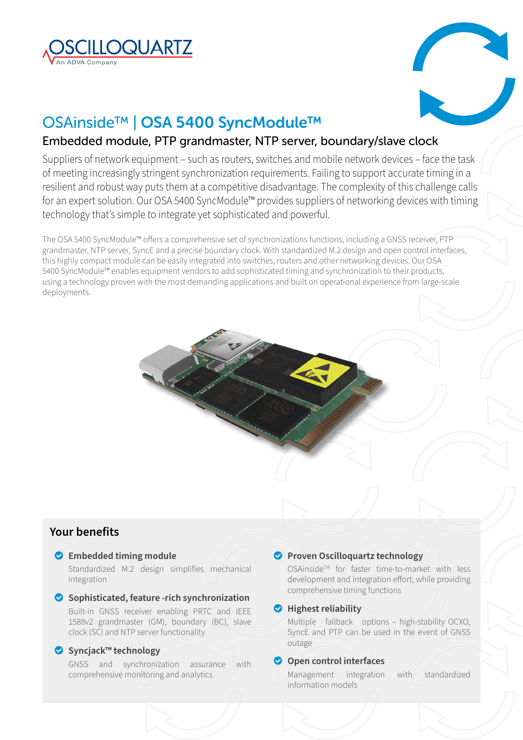OSCILLOQUARTZ
An ADVA Company

# OSAinside™ | OSA 5400 SyncModule™

## Embedded module, PTP grandmaster, NTP server, boundary/slave clock

Suppliers of network equipment – such as routers, switches and mobile network devices – face the task of meeting increasingly stringent synchronization requirements. Failing to support accurate timing in a resilient and robust way puts them at a competitive disadvantage. The complexity of this challenge calls for an expert solution. Our OSA 5400 SyncModule™ provides suppliers of networking devices with timing technology that's simple to integrate yet sophisticated and powerful.

The OSA 5400 SyncModule™ offers a comprehensive set of synchronizations functions, including a GNSS receiver, PTP grandmaster, NTP server, SyncE and a precise boundary clock. With standardized M.2 design and open control interfaces, this highly compact module can be easily integrated into switches, routers and other networking devices. Our OSA 5400 SyncModule™ enables equipment vendors to add sophisticated timing and synchronization to their products, using a technology proven with the most demanding applications and built on operational experience from large-scale deployments.

## Your benefits

- **Embedded timing module**
  Standardized M.2 design simplifies mechanical integration

- **Sophisticated, feature -rich synchronization**
  Built-in GNSS receiver enabling PRTC and IEEE 1588v2 grandmaster (GM), boundary (BC), slave clock (SC) and NTP server functionality

- **Syncjack™ technology**
  GNSS and synchronization assurance with comprehensive monitoring and analytics

- **Proven Oscilloquartz technology**
  OSAinside™ for faster time-to-market with less development and integration effort, while providing comprehensive timing functions

- **Highest reliability**
  Multiple fallback options – high-stability OCXO, SyncE and PTP can be used in the event of GNSS outage

- **Open control interfaces**
  Management integration with standardized information models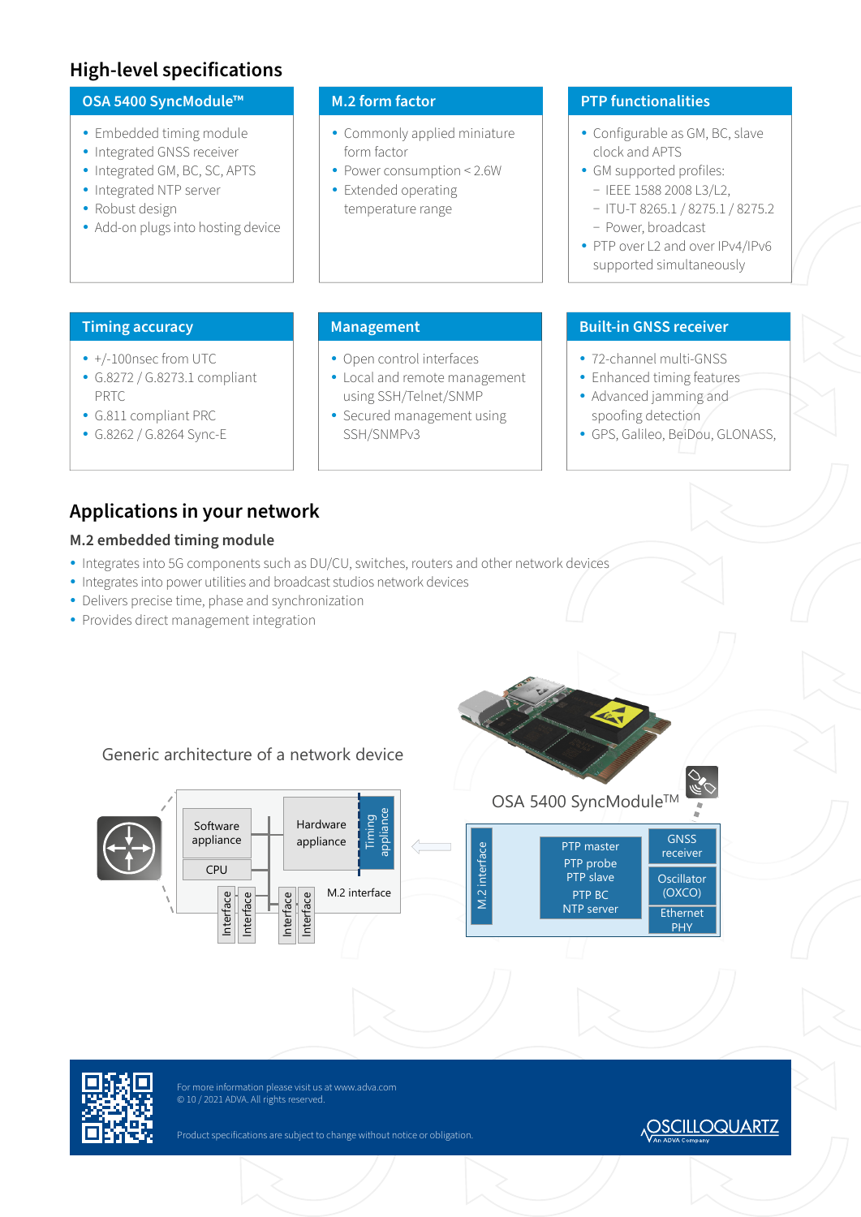## High-level specifications

### OSA 5400 SyncModule™

- Embedded timing module
- Integrated GNSS receiver
- Integrated GM, BC, SC, APTS
- Integrated NTP server
- Robust design
- Add-on plugs into hosting device

### M.2 form factor

- Commonly applied miniature form factor
- Power consumption < 2.6W
- Extended operating temperature range

### PTP functionalities

- Configurable as GM, BC, slave clock and APTS
- GM supported profiles:
  - IEEE 1588 2008 L3/L2,
  - ITU-T 8265.1 / 8275.1 / 8275.2
  - Power, broadcast
- PTP over L2 and over IPv4/IPv6 supported simultaneously

### Timing accuracy

- +/-100nsec from UTC
- G.8272 / G.8273.1 compliant PRTC
- G.811 compliant PRC
- G.8262 / G.8264 Sync-E

### Management

- Open control interfaces
- Local and remote management using SSH/Telnet/SNMP
- Secured management using SSH/SNMPv3

### Built-in GNSS receiver

- 72-channel multi-GNSS
- Enhanced timing features
- Advanced jamming and spoofing detection
- GPS, Galileo, BeiDou, GLONASS,

## Applications in your network

### M.2 embedded timing module

- Integrates into 5G components such as DU/CU, switches, routers and other network devices
- Integrates into power utilities and broadcast studios network devices
- Delivers precise time, phase and synchronization
- Provides direct management integration

Generic architecture of a network device

Software appliance | CPU | Hardware appliance | Timing appliance | M.2 interface | Interface | Interface | Interface | Interface

OSA 5400 SyncModule™

M.2 interface | PTP master | PTP probe | PTP slave | PTP BC | NTP server | GNSS receiver | Oscillator (OXCO) | Ethernet PHY

For more information please visit us at www.adva.com
© 10 / 2021 ADVA. All rights reserved.

Product specifications are subject to change without notice or obligation.

OSCILLOQUARTZ An ADVA Company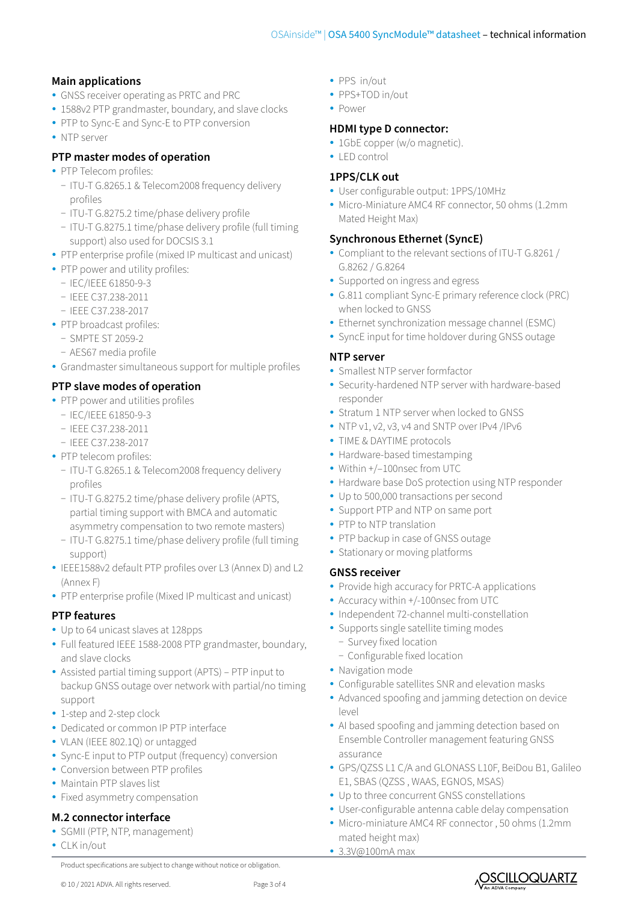## Main applications

- GNSS receiver operating as PRTC and PRC
- 1588v2 PTP grandmaster, boundary, and slave clocks
- PTP to Sync-E and Sync-E to PTP conversion
- NTP server

## PTP master modes of operation

- PTP Telecom profiles:
  - ITU-T G.8265.1 & Telecom2008 frequency delivery profiles
  - ITU-T G.8275.2 time/phase delivery profile
  - ITU-T G.8275.1 time/phase delivery profile (full timing support) also used for DOCSIS 3.1
- PTP enterprise profile (mixed IP multicast and unicast)
- PTP power and utility profiles:
  - IEC/IEEE 61850-9-3
  - IEEE C37.238-2011
  - IEEE C37.238-2017
- PTP broadcast profiles:
  - SMPTE ST 2059-2
  - AES67 media profile
- Grandmaster simultaneous support for multiple profiles

## PTP slave modes of operation

- PTP power and utilities profiles
  - IEC/IEEE 61850-9-3
  - IEEE C37.238-2011
  - IEEE C37.238-2017
- PTP telecom profiles:
  - ITU-T G.8265.1 & Telecom2008 frequency delivery profiles
  - ITU-T G.8275.2 time/phase delivery profile (APTS, partial timing support with BMCA and automatic asymmetry compensation to two remote masters)
  - ITU-T G.8275.1 time/phase delivery profile (full timing support)
- IEEE1588v2 default PTP profiles over L3 (Annex D) and L2 (Annex F)
- PTP enterprise profile (Mixed IP multicast and unicast)

## PTP features

- Up to 64 unicast slaves at 128pps
- Full featured IEEE 1588-2008 PTP grandmaster, boundary, and slave clocks
- Assisted partial timing support (APTS) – PTP input to backup GNSS outage over network with partial/no timing support
- 1-step and 2-step clock
- Dedicated or common IP PTP interface
- VLAN (IEEE 802.1Q) or untagged
- Sync-E input to PTP output (frequency) conversion
- Conversion between PTP profiles
- Maintain PTP slaves list
- Fixed asymmetry compensation

## M.2 connector interface

- SGMII (PTP, NTP, management)
- CLK in/out
- PPS in/out
- PPS+TOD in/out
- Power

## HDMI type D connector:

- 1GbE copper (w/o magnetic).
- LED control

## 1PPS/CLK out

- User configurable output: 1PPS/10MHz
- Micro-Miniature AMC4 RF connector, 50 ohms (1.2mm Mated Height Max)

## Synchronous Ethernet (SyncE)

- Compliant to the relevant sections of ITU-T G.8261 / G.8262 / G.8264
- Supported on ingress and egress
- G.811 compliant Sync-E primary reference clock (PRC) when locked to GNSS
- Ethernet synchronization message channel (ESMC)
- SyncE input for time holdover during GNSS outage

## NTP server

- Smallest NTP server formfactor
- Security-hardened NTP server with hardware-based responder
- Stratum 1 NTP server when locked to GNSS
- NTP v1, v2, v3, v4 and SNTP over IPv4 /IPv6
- TIME & DAYTIME protocols
- Hardware-based timestamping
- Within +/−100nsec from UTC
- Hardware base DoS protection using NTP responder
- Up to 500,000 transactions per second
- Support PTP and NTP on same port
- PTP to NTP translation
- PTP backup in case of GNSS outage
- Stationary or moving platforms

## GNSS receiver

- Provide high accuracy for PRTC-A applications
- Accuracy within +/-100nsec from UTC
- Independent 72-channel multi-constellation
- Supports single satellite timing modes
  - Survey fixed location
  - Configurable fixed location
- Navigation mode
- Configurable satellites SNR and elevation masks
- Advanced spoofing and jamming detection on device level
- AI based spoofing and jamming detection based on Ensemble Controller management featuring GNSS assurance
- GPS/QZSS L1 C/A and GLONASS L10F, BeiDou B1, Galileo E1, SBAS (QZSS , WAAS, EGNOS, MSAS)
- Up to three concurrent GNSS constellations
- User-configurable antenna cable delay compensation
- Micro-miniature AMC4 RF connector , 50 ohms (1.2mm mated height max)
- 3.3V@100mA max

Product specifications are subject to change without notice or obligation.

© 10 / 2021 ADVA. All rights reserved.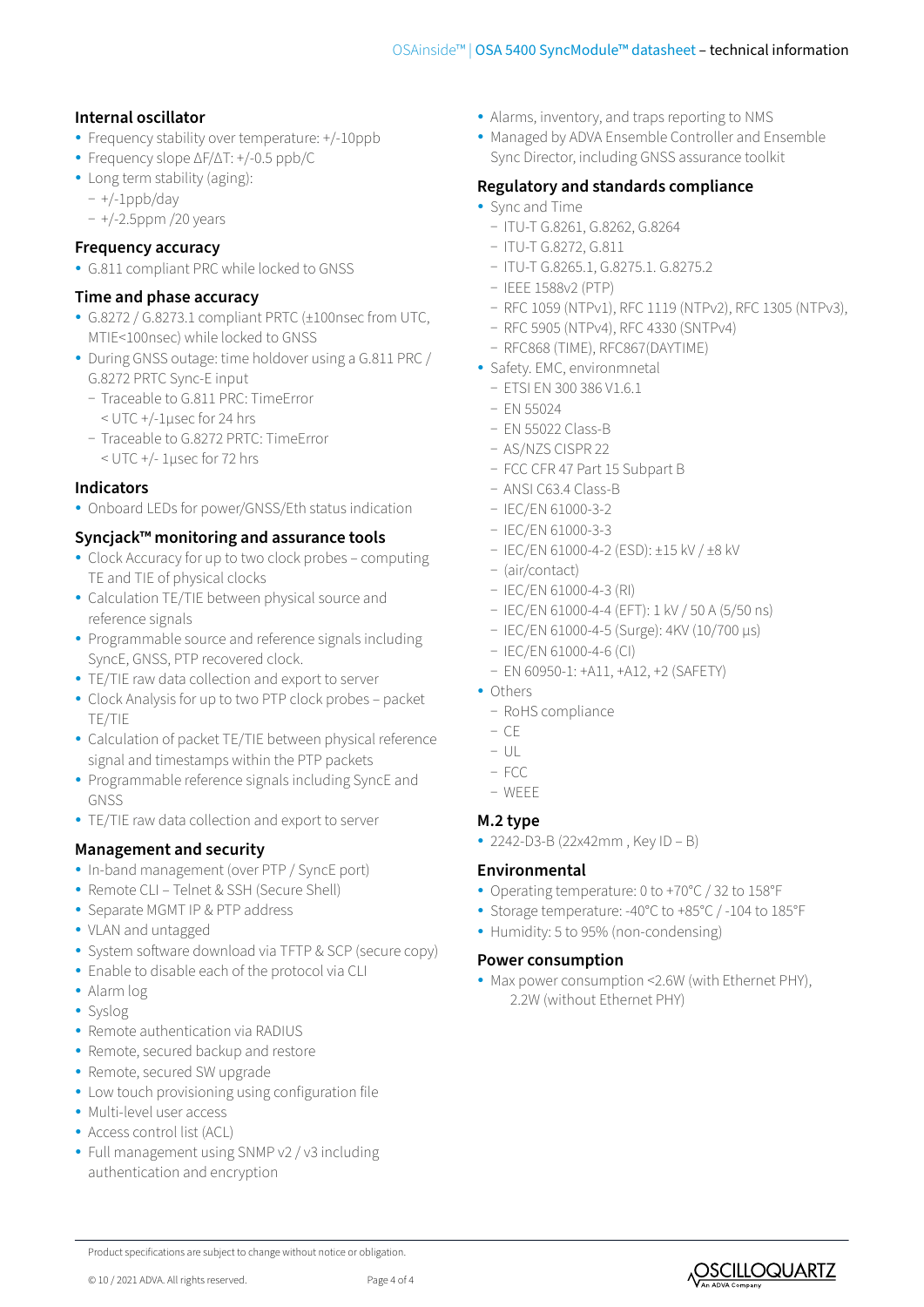### Internal oscillator

- Frequency stability over temperature: +/-10ppb
- Frequency slope ΔF/ΔT: +/-0.5 ppb/C
- Long term stability (aging):
  - +/-1ppb/day
  - +/-2.5ppm /20 years

### Frequency accuracy

- G.811 compliant PRC while locked to GNSS

### Time and phase accuracy

- G.8272 / G.8273.1 compliant PRTC (±100nsec from UTC, MTIE<100nsec) while locked to GNSS
- During GNSS outage: time holdover using a G.811 PRC / G.8272 PRTC Sync-E input
  - Traceable to G.811 PRC: TimeError < UTC +/-1µsec for 24 hrs
  - Traceable to G.8272 PRTC: TimeError < UTC +/- 1µsec for 72 hrs

### Indicators

- Onboard LEDs for power/GNSS/Eth status indication

### Syncjack™ monitoring and assurance tools

- Clock Accuracy for up to two clock probes – computing TE and TIE of physical clocks
- Calculation TE/TIE between physical source and reference signals
- Programmable source and reference signals including SyncE, GNSS, PTP recovered clock.
- TE/TIE raw data collection and export to server
- Clock Analysis for up to two PTP clock probes – packet TE/TIE
- Calculation of packet TE/TIE between physical reference signal and timestamps within the PTP packets
- Programmable reference signals including SyncE and GNSS
- TE/TIE raw data collection and export to server

### Management and security

- In-band management (over PTP / SyncE port)
- Remote CLI – Telnet & SSH (Secure Shell)
- Separate MGMT IP & PTP address
- VLAN and untagged
- System software download via TFTP & SCP (secure copy)
- Enable to disable each of the protocol via CLI
- Alarm log
- Syslog
- Remote authentication via RADIUS
- Remote, secured backup and restore
- Remote, secured SW upgrade
- Low touch provisioning using configuration file
- Multi-level user access
- Access control list (ACL)
- Full management using SNMP v2 / v3 including authentication and encryption
- Alarms, inventory, and traps reporting to NMS
- Managed by ADVA Ensemble Controller and Ensemble Sync Director, including GNSS assurance toolkit

### Regulatory and standards compliance

- Sync and Time
  - ITU-T G.8261, G.8262, G.8264
  - ITU-T G.8272, G.811
  - ITU-T G.8265.1, G.8275.1. G.8275.2
  - IEEE 1588v2 (PTP)
  - RFC 1059 (NTPv1), RFC 1119 (NTPv2), RFC 1305 (NTPv3),
  - RFC 5905 (NTPv4), RFC 4330 (SNTPv4)
  - RFC868 (TIME), RFC867(DAYTIME)
- Safety. EMC, environmnetal
  - ETSI EN 300 386 V1.6.1
  - EN 55024
  - EN 55022 Class-B
  - AS/NZS CISPR 22
  - FCC CFR 47 Part 15 Subpart B
  - ANSI C63.4 Class-B
  - IEC/EN 61000-3-2
  - IEC/EN 61000-3-3
  - IEC/EN 61000-4-2 (ESD): ±15 kV / ±8 kV
  - (air/contact)
  - IEC/EN 61000-4-3 (RI)
  - IEC/EN 61000-4-4 (EFT): 1 kV / 50 A (5/50 ns)
  - IEC/EN 61000-4-5 (Surge): 4KV (10/700 µs)
  - IEC/EN 61000-4-6 (CI)
  - EN 60950-1: +A11, +A12, +2 (SAFETY)
- Others
  - RoHS compliance
  - CE
  - UL
  - FCC
  - WEEE

### M.2 type

- 2242-D3-B (22x42mm , Key ID – B)

### Environmental

- Operating temperature: 0 to +70°C / 32 to 158°F
- Storage temperature: -40°C to +85°C / -104 to 185°F
- Humidity: 5 to 95% (non-condensing)

### Power consumption

- Max power consumption <2.6W (with Ethernet PHY), 2.2W (without Ethernet PHY)

Product specifications are subject to change without notice or obligation.

© 10 / 2021 ADVA. All rights reserved.